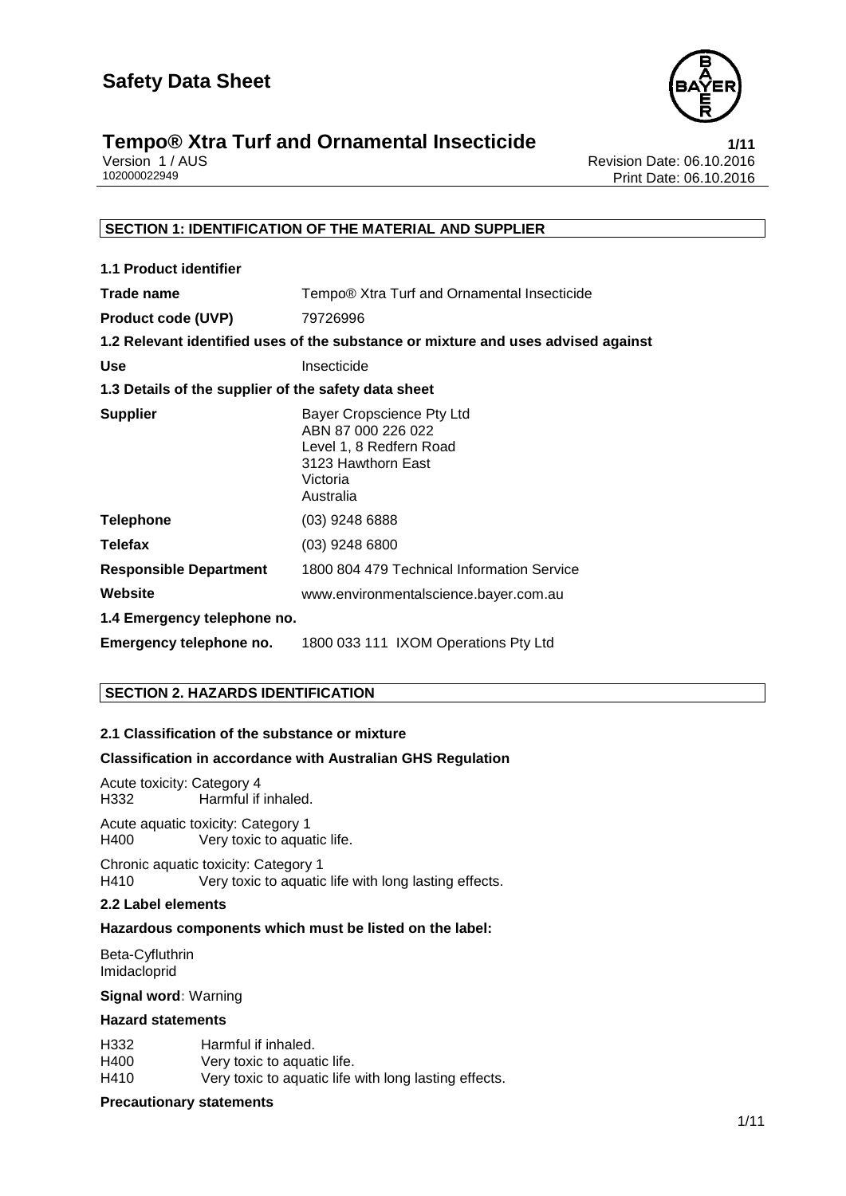# Safety Data Sheet

## Tempo® Xtra Turf and Ornamental Insecticide

Version 1 / AUS
102000022949

Revision Date: 06.10.2016
Print Date: 06.10.2016

### SECTION 1: IDENTIFICATION OF THE MATERIAL AND SUPPLIER

**1.1 Product identifier**

| | |
|---|---|
| **Trade name** | Tempo® Xtra Turf and Ornamental Insecticide |
| **Product code (UVP)** | 79726996 |

**1.2 Relevant identified uses of the substance or mixture and uses advised against**

| | |
|---|---|
| **Use** | Insecticide |

**1.3 Details of the supplier of the safety data sheet**

| | |
|---|---|
| **Supplier** | Bayer Cropscience Pty Ltd<br>ABN 87 000 226 022<br>Level 1, 8 Redfern Road<br>3123 Hawthorn East<br>Victoria<br>Australia |
| **Telephone** | (03) 9248 6888 |
| **Telefax** | (03) 9248 6800 |
| **Responsible Department** | 1800 804 479 Technical Information Service |
| **Website** | www.environmentalscience.bayer.com.au |

**1.4 Emergency telephone no.**

| | |
|---|---|
| **Emergency telephone no.** | 1800 033 111 IXOM Operations Pty Ltd |

### SECTION 2. HAZARDS IDENTIFICATION

**2.1 Classification of the substance or mixture**

**Classification in accordance with Australian GHS Regulation**

Acute toxicity: Category 4
H332 Harmful if inhaled.

Acute aquatic toxicity: Category 1
H400 Very toxic to aquatic life.

Chronic aquatic toxicity: Category 1
H410 Very toxic to aquatic life with long lasting effects.

**2.2 Label elements**

**Hazardous components which must be listed on the label:**

Beta-Cyfluthrin
Imidacloprid

**Signal word:** Warning

**Hazard statements**

H332 Harmful if inhaled.
H400 Very toxic to aquatic life.
H410 Very toxic to aquatic life with long lasting effects.

**Precautionary statements**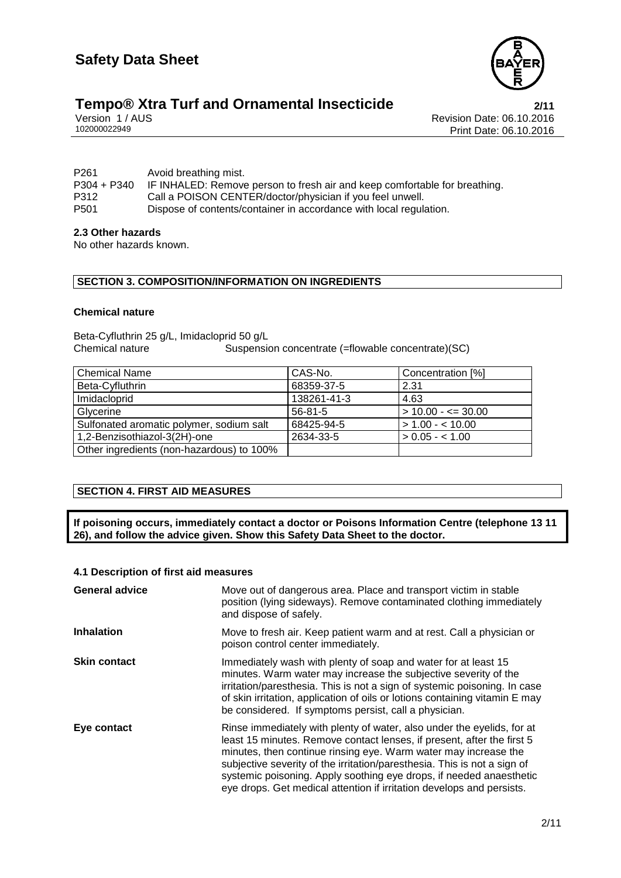| | |
|---|---|
| P261 | Avoid breathing mist. |
| P304 + P340 | IF INHALED: Remove person to fresh air and keep comfortable for breathing. |
| P312 | Call a POISON CENTER/doctor/physician if you feel unwell. |
| P501 | Dispose of contents/container in accordance with local regulation. |

**2.3 Other hazards**

No other hazards known.

## SECTION 3. COMPOSITION/INFORMATION ON INGREDIENTS

**Chemical nature**

Beta-Cyfluthrin 25 g/L, Imidacloprid 50 g/L

Chemical nature — Suspension concentrate (=flowable concentrate)(SC)

| Chemical Name | CAS-No. | Concentration [%] |
|---|---|---|
| Beta-Cyfluthrin | 68359-37-5 | 2.31 |
| Imidacloprid | 138261-41-3 | 4.63 |
| Glycerine | 56-81-5 | > 10.00 - <= 30.00 |
| Sulfonated aromatic polymer, sodium salt | 68425-94-5 | > 1.00 - < 10.00 |
| 1,2-Benzisothiazol-3(2H)-one | 2634-33-5 | > 0.05 - < 1.00 |
| Other ingredients (non-hazardous) to 100% | | |

## SECTION 4. FIRST AID MEASURES

**If poisoning occurs, immediately contact a doctor or Poisons Information Centre (telephone 13 11 26), and follow the advice given. Show this Safety Data Sheet to the doctor.**

**4.1 Description of first aid measures**

**General advice** — Move out of dangerous area. Place and transport victim in stable position (lying sideways). Remove contaminated clothing immediately and dispose of safely.

**Inhalation** — Move to fresh air. Keep patient warm and at rest. Call a physician or poison control center immediately.

**Skin contact** — Immediately wash with plenty of soap and water for at least 15 minutes. Warm water may increase the subjective severity of the irritation/paresthesia. This is not a sign of systemic poisoning. In case of skin irritation, application of oils or lotions containing vitamin E may be considered. If symptoms persist, call a physician.

**Eye contact** — Rinse immediately with plenty of water, also under the eyelids, for at least 15 minutes. Remove contact lenses, if present, after the first 5 minutes, then continue rinsing eye. Warm water may increase the subjective severity of the irritation/paresthesia. This is not a sign of systemic poisoning. Apply soothing eye drops, if needed anaesthetic eye drops. Get medical attention if irritation develops and persists.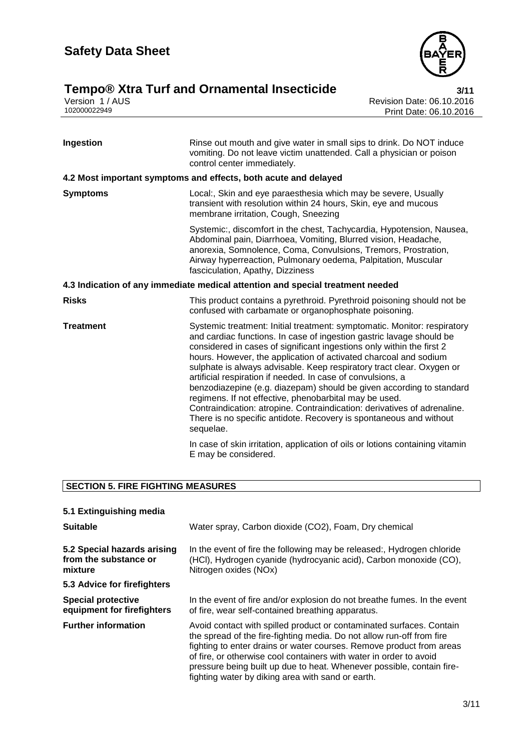| | |
|---|---|
| **Ingestion** | Rinse out mouth and give water in small sips to drink. Do NOT induce vomiting. Do not leave victim unattended. Call a physician or poison control center immediately. |

**4.2 Most important symptoms and effects, both acute and delayed**

| | |
|---|---|
| **Symptoms** | Local:, Skin and eye paraesthesia which may be severe, Usually transient with resolution within 24 hours, Skin, eye and mucous membrane irritation, Cough, Sneezing<br><br>Systemic:, discomfort in the chest, Tachycardia, Hypotension, Nausea, Abdominal pain, Diarrhoea, Vomiting, Blurred vision, Headache, anorexia, Somnolence, Coma, Convulsions, Tremors, Prostration, Airway hyperreaction, Pulmonary oedema, Palpitation, Muscular fasciculation, Apathy, Dizziness |

**4.3 Indication of any immediate medical attention and special treatment needed**

| | |
|---|---|
| **Risks** | This product contains a pyrethroid. Pyrethroid poisoning should not be confused with carbamate or organophosphate poisoning. |
| **Treatment** | Systemic treatment: Initial treatment: symptomatic. Monitor: respiratory and cardiac functions. In case of ingestion gastric lavage should be considered in cases of significant ingestions only within the first 2 hours. However, the application of activated charcoal and sodium sulphate is always advisable. Keep respiratory tract clear. Oxygen or artificial respiration if needed. In case of convulsions, a benzodiazepine (e.g. diazepam) should be given according to standard regimens. If not effective, phenobarbital may be used. Contraindication: atropine. Contraindication: derivatives of adrenaline. There is no specific antidote. Recovery is spontaneous and without sequelae.<br><br>In case of skin irritation, application of oils or lotions containing vitamin E may be considered. |

## SECTION 5. FIRE FIGHTING MEASURES

**5.1 Extinguishing media**

| | |
|---|---|
| **Suitable** | Water spray, Carbon dioxide ($CO_2$), Foam, Dry chemical |
| **5.2 Special hazards arising from the substance or mixture** | In the event of fire the following may be released:, Hydrogen chloride (HCl), Hydrogen cyanide (hydrocyanic acid), Carbon monoxide (CO), Nitrogen oxides ($NO_x$) |

**5.3 Advice for firefighters**

| | |
|---|---|
| **Special protective equipment for firefighters** | In the event of fire and/or explosion do not breathe fumes. In the event of fire, wear self-contained breathing apparatus. |
| **Further information** | Avoid contact with spilled product or contaminated surfaces. Contain the spread of the fire-fighting media. Do not allow run-off from fire fighting to enter drains or water courses. Remove product from areas of fire, or otherwise cool containers with water in order to avoid pressure being built up due to heat. Whenever possible, contain fire-fighting water by diking area with sand or earth. |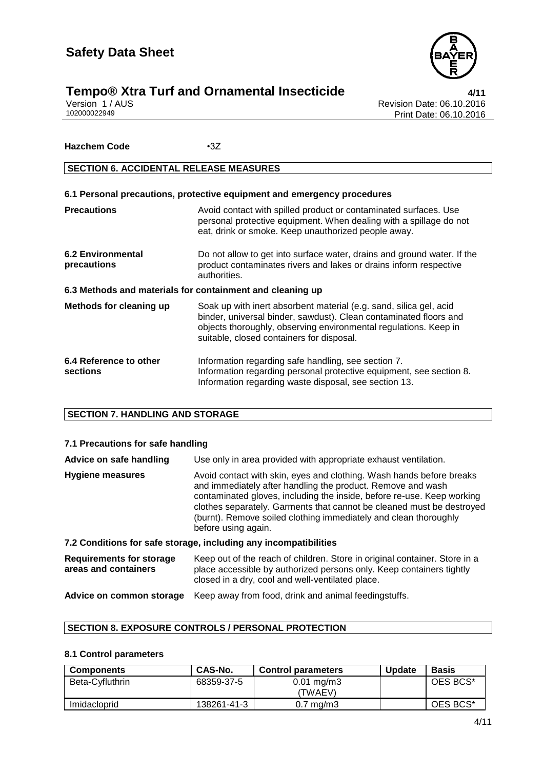**Hazchem Code** •3Z

## SECTION 6. ACCIDENTAL RELEASE MEASURES

### 6.1 Personal precautions, protective equipment and emergency procedures

**Precautions** Avoid contact with spilled product or contaminated surfaces. Use personal protective equipment. When dealing with a spillage do not eat, drink or smoke. Keep unauthorized people away.

**6.2 Environmental precautions** Do not allow to get into surface water, drains and ground water. If the product contaminates rivers and lakes or drains inform respective authorities.

### 6.3 Methods and materials for containment and cleaning up

**Methods for cleaning up** Soak up with inert absorbent material (e.g. sand, silica gel, acid binder, universal binder, sawdust). Clean contaminated floors and objects thoroughly, observing environmental regulations. Keep in suitable, closed containers for disposal.

**6.4 Reference to other sections** Information regarding safe handling, see section 7. Information regarding personal protective equipment, see section 8. Information regarding waste disposal, see section 13.

## SECTION 7. HANDLING AND STORAGE

### 7.1 Precautions for safe handling

**Advice on safe handling** Use only in area provided with appropriate exhaust ventilation.

**Hygiene measures** Avoid contact with skin, eyes and clothing. Wash hands before breaks and immediately after handling the product. Remove and wash contaminated gloves, including the inside, before re-use. Keep working clothes separately. Garments that cannot be cleaned must be destroyed (burnt). Remove soiled clothing immediately and clean thoroughly before using again.

### 7.2 Conditions for safe storage, including any incompatibilities

**Requirements for storage areas and containers** Keep out of the reach of children. Store in original container. Store in a place accessible by authorized persons only. Keep containers tightly closed in a dry, cool and well-ventilated place.

**Advice on common storage** Keep away from food, drink and animal feedingstuffs.

## SECTION 8. EXPOSURE CONTROLS / PERSONAL PROTECTION

### 8.1 Control parameters

| Components | CAS-No. | Control parameters | Update | Basis |
|---|---|---|---|---|
| Beta-Cyfluthrin | 68359-37-5 | 0.01 mg/m3 (TWAEV) | | OES BCS* |
| Imidacloprid | 138261-41-3 | 0.7 mg/m3 | | OES BCS* |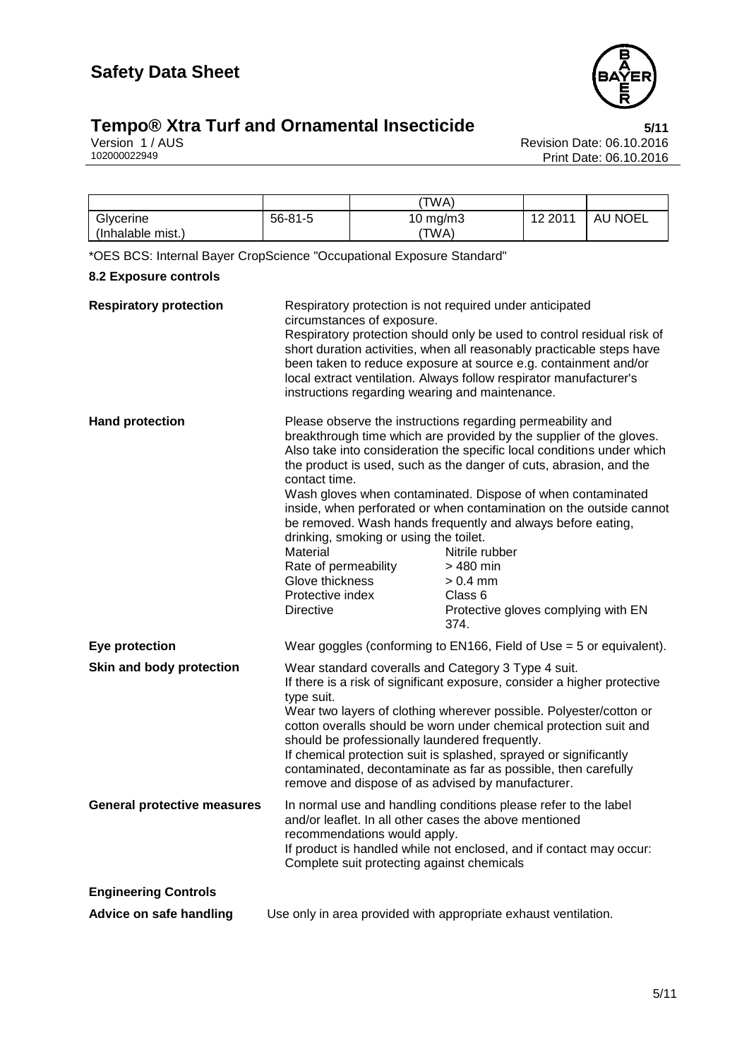| | | (TWA) | | |
|---|---|---|---|---|
| Glycerine (Inhalable mist.) | 56-81-5 | 10 mg/m3 (TWA) | 12 2011 | AU NOEL |

*OES BCS: Internal Bayer CropScience "Occupational Exposure Standard"

### 8.2 Exposure controls

**Respiratory protection**

Respiratory protection is not required under anticipated circumstances of exposure.
Respiratory protection should only be used to control residual risk of short duration activities, when all reasonably practicable steps have been taken to reduce exposure at source e.g. containment and/or local extract ventilation. Always follow respirator manufacturer's instructions regarding wearing and maintenance.

**Hand protection**

Please observe the instructions regarding permeability and breakthrough time which are provided by the supplier of the gloves. Also take into consideration the specific local conditions under which the product is used, such as the danger of cuts, abrasion, and the contact time.
Wash gloves when contaminated. Dispose of when contaminated inside, when perforated or when contamination on the outside cannot be removed. Wash hands frequently and always before eating, drinking, smoking or using the toilet.

| | |
|---|---|
| Material | Nitrile rubber |
| Rate of permeability | > 480 min |
| Glove thickness | > 0.4 mm |
| Protective index | Class 6 |
| Directive | Protective gloves complying with EN 374. |

**Eye protection**

Wear goggles (conforming to EN166, Field of Use = 5 or equivalent).

**Skin and body protection**

Wear standard coveralls and Category 3 Type 4 suit.
If there is a risk of significant exposure, consider a higher protective type suit.
Wear two layers of clothing wherever possible. Polyester/cotton or cotton overalls should be worn under chemical protection suit and should be professionally laundered frequently.
If chemical protection suit is splashed, sprayed or significantly contaminated, decontaminate as far as possible, then carefully remove and dispose of as advised by manufacturer.

**General protective measures**

In normal use and handling conditions please refer to the label and/or leaflet. In all other cases the above mentioned recommendations would apply.
If product is handled while not enclosed, and if contact may occur: Complete suit protecting against chemicals

**Engineering Controls**

**Advice on safe handling**

Use only in area provided with appropriate exhaust ventilation.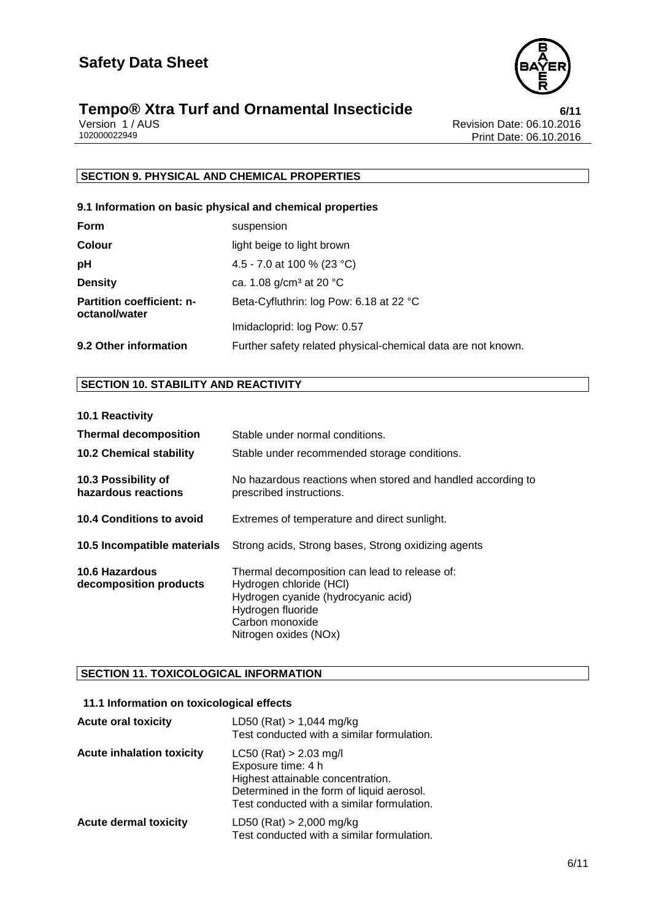## SECTION 9. PHYSICAL AND CHEMICAL PROPERTIES

### 9.1 Information on basic physical and chemical properties

| | |
|---|---|
| **Form** | suspension |
| **Colour** | light beige to light brown |
| **pH** | 4.5 - 7.0 at 100 % (23 °C) |
| **Density** | ca. 1.08 g/cm³ at 20 °C |
| **Partition coefficient: n-octanol/water** | Beta-Cyfluthrin: log Pow: 6.18 at 22 °C |
| | Imidacloprid: log Pow: 0.57 |
| **9.2 Other information** | Further safety related physical-chemical data are not known. |

## SECTION 10. STABILITY AND REACTIVITY

| | |
|---|---|
| **10.1 Reactivity** | |
| **Thermal decomposition** | Stable under normal conditions. |
| **10.2 Chemical stability** | Stable under recommended storage conditions. |
| **10.3 Possibility of hazardous reactions** | No hazardous reactions when stored and handled according to prescribed instructions. |
| **10.4 Conditions to avoid** | Extremes of temperature and direct sunlight. |
| **10.5 Incompatible materials** | Strong acids, Strong bases, Strong oxidizing agents |
| **10.6 Hazardous decomposition products** | Thermal decomposition can lead to release of:<br>Hydrogen chloride (HCl)<br>Hydrogen cyanide (hydrocyanic acid)<br>Hydrogen fluoride<br>Carbon monoxide<br>Nitrogen oxides (NOx) |

## SECTION 11. TOXICOLOGICAL INFORMATION

### 11.1 Information on toxicological effects

| | |
|---|---|
| **Acute oral toxicity** | LD50 (Rat) > 1,044 mg/kg<br>Test conducted with a similar formulation. |
| **Acute inhalation toxicity** | LC50 (Rat) > 2.03 mg/l<br>Exposure time: 4 h<br>Highest attainable concentration.<br>Determined in the form of liquid aerosol.<br>Test conducted with a similar formulation. |
| **Acute dermal toxicity** | LD50 (Rat) > 2,000 mg/kg<br>Test conducted with a similar formulation. |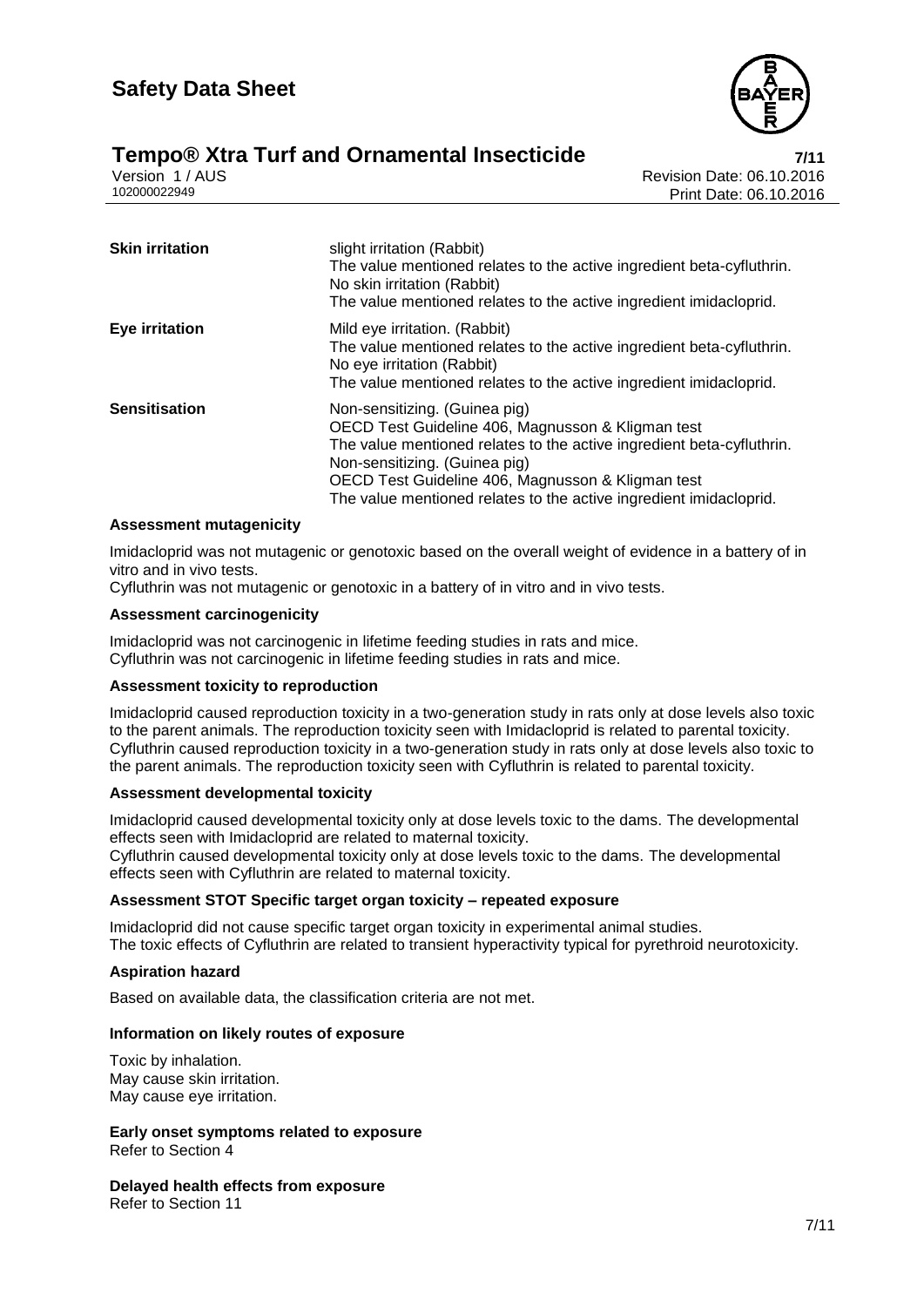| | |
|---|---|
| **Skin irritation** | slight irritation (Rabbit)<br>The value mentioned relates to the active ingredient beta-cyfluthrin.<br>No skin irritation (Rabbit)<br>The value mentioned relates to the active ingredient imidacloprid. |
| **Eye irritation** | Mild eye irritation. (Rabbit)<br>The value mentioned relates to the active ingredient beta-cyfluthrin.<br>No eye irritation (Rabbit)<br>The value mentioned relates to the active ingredient imidacloprid. |
| **Sensitisation** | Non-sensitizing. (Guinea pig)<br>OECD Test Guideline 406, Magnusson & Kligman test<br>The value mentioned relates to the active ingredient beta-cyfluthrin.<br>Non-sensitizing. (Guinea pig)<br>OECD Test Guideline 406, Magnusson & Kligman test<br>The value mentioned relates to the active ingredient imidacloprid. |

**Assessment mutagenicity**

Imidacloprid was not mutagenic or genotoxic based on the overall weight of evidence in a battery of in vitro and in vivo tests.
Cyfluthrin was not mutagenic or genotoxic in a battery of in vitro and in vivo tests.

**Assessment carcinogenicity**

Imidacloprid was not carcinogenic in lifetime feeding studies in rats and mice.
Cyfluthrin was not carcinogenic in lifetime feeding studies in rats and mice.

**Assessment toxicity to reproduction**

Imidacloprid caused reproduction toxicity in a two-generation study in rats only at dose levels also toxic to the parent animals. The reproduction toxicity seen with Imidacloprid is related to parental toxicity.
Cyfluthrin caused reproduction toxicity in a two-generation study in rats only at dose levels also toxic to the parent animals. The reproduction toxicity seen with Cyfluthrin is related to parental toxicity.

**Assessment developmental toxicity**

Imidacloprid caused developmental toxicity only at dose levels toxic to the dams. The developmental effects seen with Imidacloprid are related to maternal toxicity.
Cyfluthrin caused developmental toxicity only at dose levels toxic to the dams. The developmental effects seen with Cyfluthrin are related to maternal toxicity.

**Assessment STOT Specific target organ toxicity – repeated exposure**

Imidacloprid did not cause specific target organ toxicity in experimental animal studies.
The toxic effects of Cyfluthrin are related to transient hyperactivity typical for pyrethroid neurotoxicity.

**Aspiration hazard**

Based on available data, the classification criteria are not met.

**Information on likely routes of exposure**

Toxic by inhalation.
May cause skin irritation.
May cause eye irritation.

**Early onset symptoms related to exposure**
Refer to Section 4

**Delayed health effects from exposure**
Refer to Section 11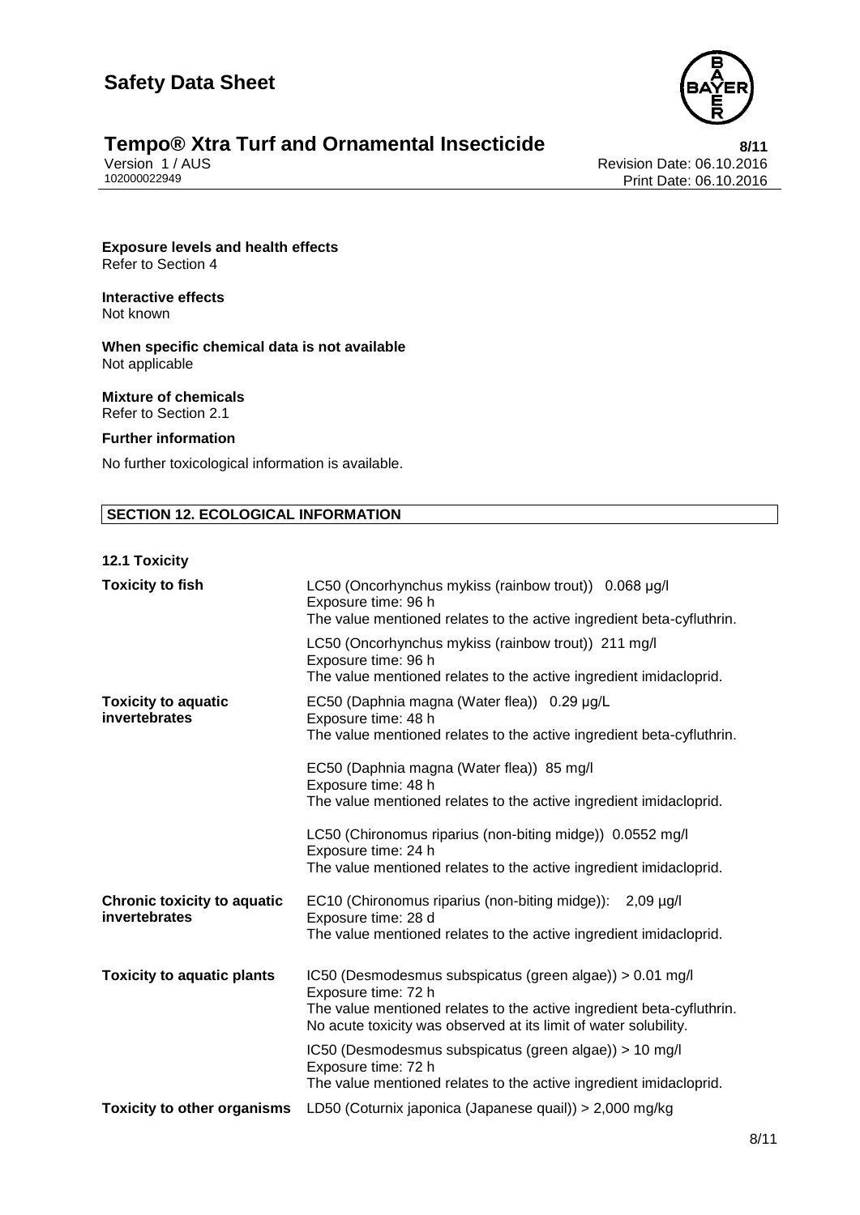**Exposure levels and health effects**
Refer to Section 4

**Interactive effects**
Not known

**When specific chemical data is not available**
Not applicable

**Mixture of chemicals**
Refer to Section 2.1

**Further information**

No further toxicological information is available.

## SECTION 12. ECOLOGICAL INFORMATION

**12.1 Toxicity**

| | |
|---|---|
| **Toxicity to fish** | LC50 (Oncorhynchus mykiss (rainbow trout)) 0.068 µg/l<br>Exposure time: 96 h<br>The value mentioned relates to the active ingredient beta-cyfluthrin. |
| | LC50 (Oncorhynchus mykiss (rainbow trout)) 211 mg/l<br>Exposure time: 96 h<br>The value mentioned relates to the active ingredient imidacloprid. |
| **Toxicity to aquatic invertebrates** | EC50 (Daphnia magna (Water flea)) 0.29 µg/L<br>Exposure time: 48 h<br>The value mentioned relates to the active ingredient beta-cyfluthrin. |
| | EC50 (Daphnia magna (Water flea)) 85 mg/l<br>Exposure time: 48 h<br>The value mentioned relates to the active ingredient imidacloprid. |
| | LC50 (Chironomus riparius (non-biting midge)) 0.0552 mg/l<br>Exposure time: 24 h<br>The value mentioned relates to the active ingredient imidacloprid. |
| **Chronic toxicity to aquatic invertebrates** | EC10 (Chironomus riparius (non-biting midge)): 2,09 µg/l<br>Exposure time: 28 d<br>The value mentioned relates to the active ingredient imidacloprid. |
| **Toxicity to aquatic plants** | IC50 (Desmodesmus subspicatus (green algae)) > 0.01 mg/l<br>Exposure time: 72 h<br>The value mentioned relates to the active ingredient beta-cyfluthrin.<br>No acute toxicity was observed at its limit of water solubility. |
| | IC50 (Desmodesmus subspicatus (green algae)) > 10 mg/l<br>Exposure time: 72 h<br>The value mentioned relates to the active ingredient imidacloprid. |
| **Toxicity to other organisms** | LD50 (Coturnix japonica (Japanese quail)) > 2,000 mg/kg |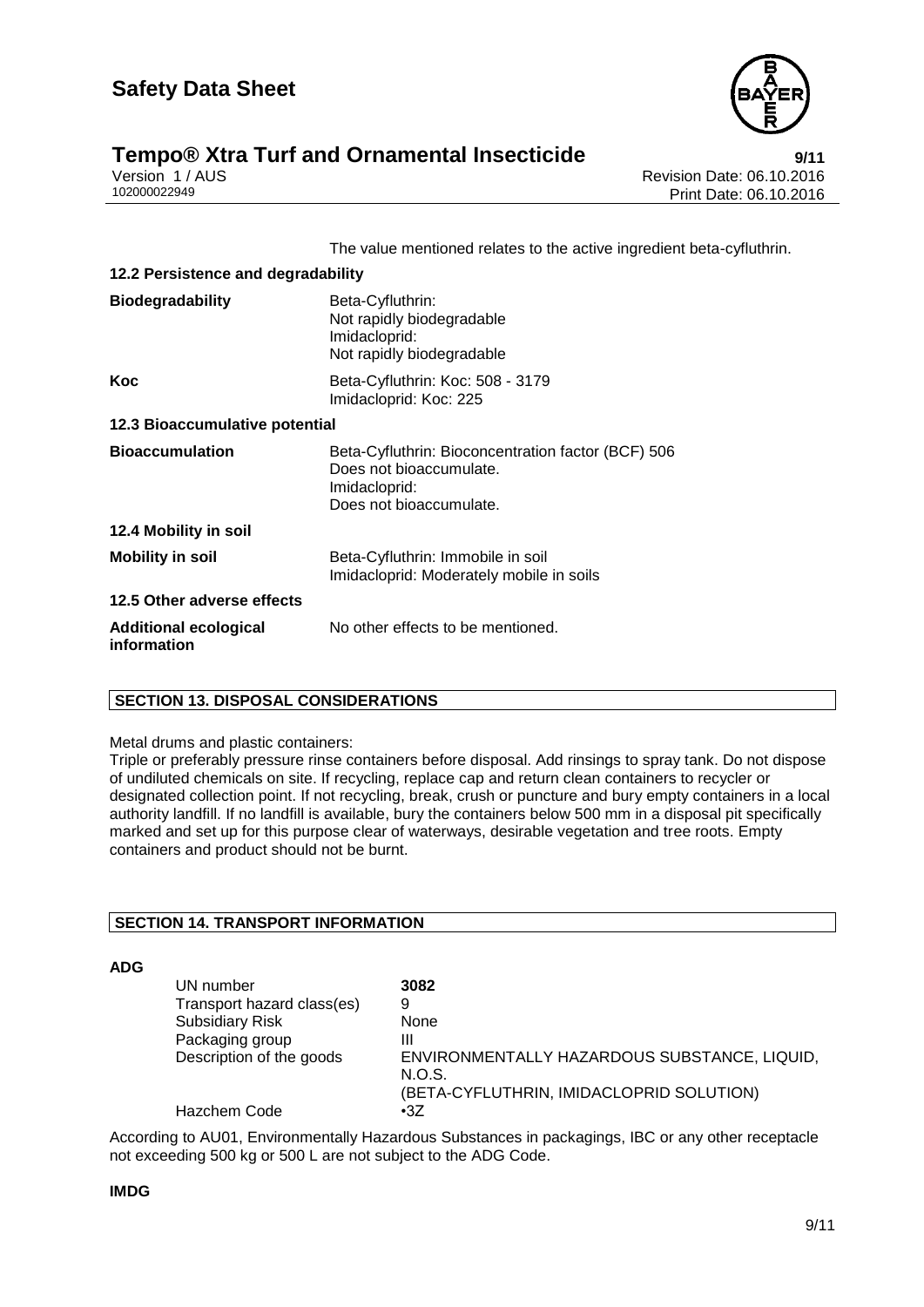The value mentioned relates to the active ingredient beta-cyfluthrin.

**12.2 Persistence and degradability**

| | |
|---|---|
| **Biodegradability** | Beta-Cyfluthrin:<br>Not rapidly biodegradable<br>Imidacloprid:<br>Not rapidly biodegradable |
| **Koc** | Beta-Cyfluthrin: Koc: 508 - 3179<br>Imidacloprid: Koc: 225 |

**12.3 Bioaccumulative potential**

| | |
|---|---|
| **Bioaccumulation** | Beta-Cyfluthrin: Bioconcentration factor (BCF) 506<br>Does not bioaccumulate.<br>Imidacloprid:<br>Does not bioaccumulate. |

**12.4 Mobility in soil**

| | |
|---|---|
| **Mobility in soil** | Beta-Cyfluthrin: Immobile in soil<br>Imidacloprid: Moderately mobile in soils |

**12.5 Other adverse effects**

| | |
|---|---|
| **Additional ecological information** | No other effects to be mentioned. |

## SECTION 13. DISPOSAL CONSIDERATIONS

Metal drums and plastic containers:
Triple or preferably pressure rinse containers before disposal. Add rinsings to spray tank. Do not dispose of undiluted chemicals on site. If recycling, replace cap and return clean containers to recycler or designated collection point. If not recycling, break, crush or puncture and bury empty containers in a local authority landfill. If no landfill is available, bury the containers below 500 mm in a disposal pit specifically marked and set up for this purpose clear of waterways, desirable vegetation and tree roots. Empty containers and product should not be burnt.

## SECTION 14. TRANSPORT INFORMATION

**ADG**

| | |
|---|---|
| UN number | **3082** |
| Transport hazard class(es) | 9 |
| Subsidiary Risk | None |
| Packaging group | III |
| Description of the goods | ENVIRONMENTALLY HAZARDOUS SUBSTANCE, LIQUID, N.O.S.<br>(BETA-CYFLUTHRIN, IMIDACLOPRID SOLUTION) |
| Hazchem Code | •3Z |

According to AU01, Environmentally Hazardous Substances in packagings, IBC or any other receptacle not exceeding 500 kg or 500 L are not subject to the ADG Code.

**IMDG**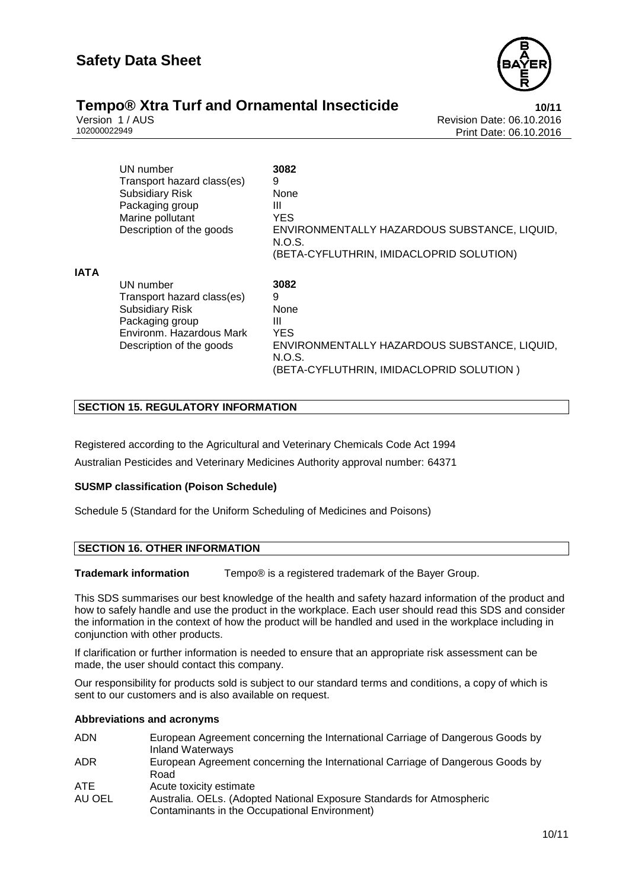| | |
|---|---|
| UN number | **3082** |
| Transport hazard class(es) | 9 |
| Subsidiary Risk | None |
| Packaging group | III |
| Marine pollutant | YES |
| Description of the goods | ENVIRONMENTALLY HAZARDOUS SUBSTANCE, LIQUID, N.O.S. (BETA-CYFLUTHRIN, IMIDACLOPRID SOLUTION) |

**IATA**

| | |
|---|---|
| UN number | **3082** |
| Transport hazard class(es) | 9 |
| Subsidiary Risk | None |
| Packaging group | III |
| Environm. Hazardous Mark | YES |
| Description of the goods | ENVIRONMENTALLY HAZARDOUS SUBSTANCE, LIQUID, N.O.S. (BETA-CYFLUTHRIN, IMIDACLOPRID SOLUTION ) |

## SECTION 15. REGULATORY INFORMATION

Registered according to the Agricultural and Veterinary Chemicals Code Act 1994

Australian Pesticides and Veterinary Medicines Authority approval number: 64371

**SUSMP classification (Poison Schedule)**

Schedule 5 (Standard for the Uniform Scheduling of Medicines and Poisons)

## SECTION 16. OTHER INFORMATION

**Trademark information** Tempo® is a registered trademark of the Bayer Group.

This SDS summarises our best knowledge of the health and safety hazard information of the product and how to safely handle and use the product in the workplace. Each user should read this SDS and consider the information in the context of how the product will be handled and used in the workplace including in conjunction with other products.

If clarification or further information is needed to ensure that an appropriate risk assessment can be made, the user should contact this company.

Our responsibility for products sold is subject to our standard terms and conditions, a copy of which is sent to our customers and is also available on request.

**Abbreviations and acronyms**

| | |
|---|---|
| ADN | European Agreement concerning the International Carriage of Dangerous Goods by Inland Waterways |
| ADR | European Agreement concerning the International Carriage of Dangerous Goods by Road |
| ATE | Acute toxicity estimate |
| AU OEL | Australia. OELs. (Adopted National Exposure Standards for Atmospheric Contaminants in the Occupational Environment) |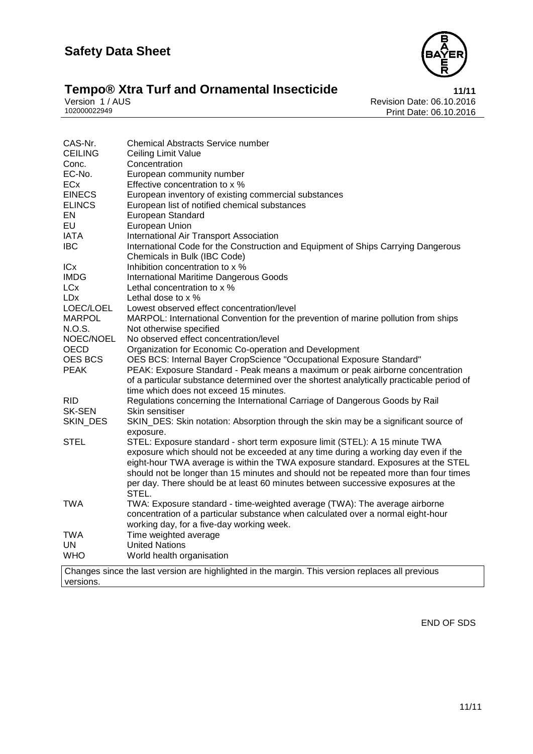| | |
|---|---|
| CAS-Nr. | Chemical Abstracts Service number |
| CEILING | Ceiling Limit Value |
| Conc. | Concentration |
| EC-No. | European community number |
| ECx | Effective concentration to x % |
| EINECS | European inventory of existing commercial substances |
| ELINCS | European list of notified chemical substances |
| EN | European Standard |
| EU | European Union |
| IATA | International Air Transport Association |
| IBC | International Code for the Construction and Equipment of Ships Carrying Dangerous Chemicals in Bulk (IBC Code) |
| ICx | Inhibition concentration to x % |
| IMDG | International Maritime Dangerous Goods |
| LCx | Lethal concentration to x % |
| LDx | Lethal dose to x % |
| LOEC/LOEL | Lowest observed effect concentration/level |
| MARPOL | MARPOL: International Convention for the prevention of marine pollution from ships |
| N.O.S. | Not otherwise specified |
| NOEC/NOEL | No observed effect concentration/level |
| OECD | Organization for Economic Co-operation and Development |
| OES BCS | OES BCS: Internal Bayer CropScience "Occupational Exposure Standard" |
| PEAK | PEAK: Exposure Standard - Peak means a maximum or peak airborne concentration of a particular substance determined over the shortest analytically practicable period of time which does not exceed 15 minutes. |
| RID | Regulations concerning the International Carriage of Dangerous Goods by Rail |
| SK-SEN | Skin sensitiser |
| SKIN_DES | SKIN_DES: Skin notation: Absorption through the skin may be a significant source of exposure. |
| STEL | STEL: Exposure standard - short term exposure limit (STEL): A 15 minute TWA exposure which should not be exceeded at any time during a working day even if the eight-hour TWA average is within the TWA exposure standard. Exposures at the STEL should not be longer than 15 minutes and should not be repeated more than four times per day. There should be at least 60 minutes between successive exposures at the STEL. |
| TWA | TWA: Exposure standard - time-weighted average (TWA): The average airborne concentration of a particular substance when calculated over a normal eight-hour working day, for a five-day working week. |
| TWA | Time weighted average |
| UN | United Nations |
| WHO | World health organisation |

Changes since the last version are highlighted in the margin. This version replaces all previous versions.

END OF SDS